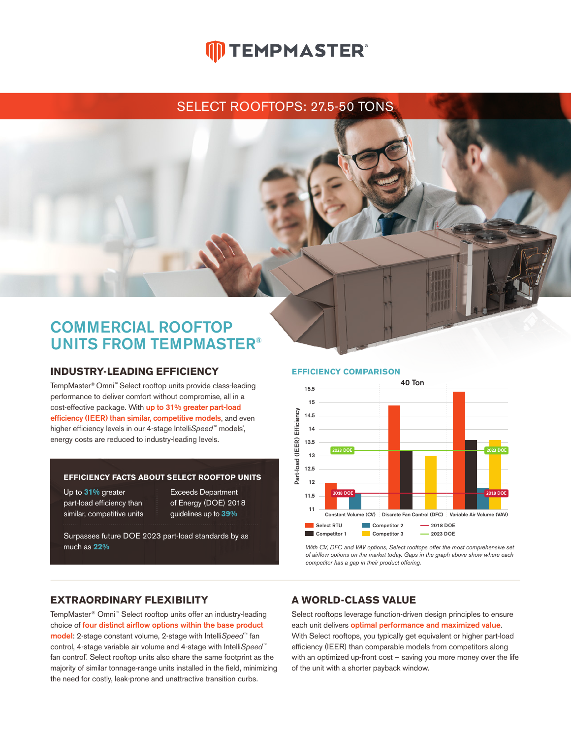# TEMPMASTER®

## SELECT ROOFTOPS: 27.5-50 TONS

# COMMERCIAL ROOFTOP UNITS FROM TEMPMASTER®

## INDUSTRY-LEADING EFFICIENCY

TempMaster® Omni™ Select rooftop units provide class-leading performance to deliver comfort without compromise, all in a cost-effective package. With **up to 31% greater part-load efficiency (IEER) than similar, competitive models**, and even higher efficiency levels in our 4-stage IntelliSpeed™ models*, energy costs are reduced to industry-leading levels.

### EFFICIENCY FACTS ABOUT SELECT ROOFTOP UNITS

- Up to **31%** greater part-load efficiency than similar, competitive units
- Exceeds Department of Energy (DOE) 2018 guidelines up to **39%**
- Surpasses future DOE 2023 part-load standards by as much as **22%**

## EFFICIENCY COMPARISON

40 Ton

Part-load (IEER) Efficiency

Constant Volume (CV) | Discrete Fan Control (DFC) | Variable Air Volume (VAV)

Legend: Select RTU, Competitor 1, Competitor 2, Competitor 3, 2018 DOE, 2023 DOE

*With CV, DFC and VAV options, Select rooftops offer the most comprehensive set of airflow options on the market today. Gaps in the graph above show where each competitor has a gap in their product offering.*

## EXTRAORDINARY FLEXIBILITY

TempMaster® Omni™ Select rooftop units offer an industry-leading choice of **four distinct airflow options within the base product model**: 2-stage constant volume, 2-stage with IntelliSpeed™ fan control, 4-stage variable air volume and 4-stage with IntelliSpeed™ fan control*. Select rooftop units also share the same footprint as the majority of similar tonnage-range units installed in the field, minimizing the need for costly, leak-prone and unattractive transition curbs.

## A WORLD-CLASS VALUE

Select rooftops leverage function-driven design principles to ensure each unit delivers **optimal performance and maximized value**. With Select rooftops, you typically get equivalent or higher part-load efficiency (IEER) than comparable models from competitors along with an optimized up-front cost – saving you more money over the life of the unit with a shorter payback window.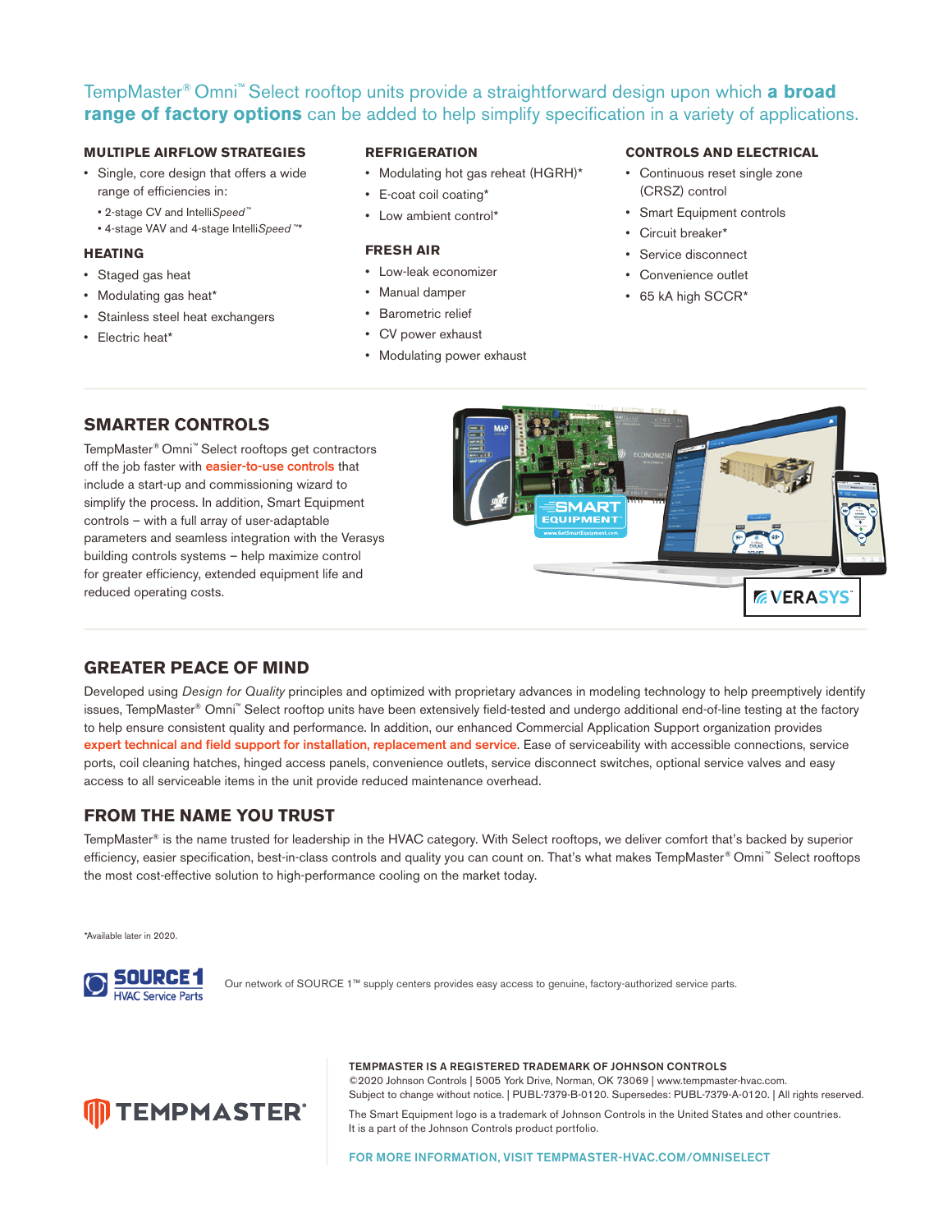TempMaster® Omni™ Select rooftop units provide a straightforward design upon which **a broad range of factory options** can be added to help simplify specification in a variety of applications.

### MULTIPLE AIRFLOW STRATEGIES

- Single, core design that offers a wide range of efficiencies in:
  - 2-stage CV and Intelli*Speed*™
  - 4-stage VAV and 4-stage Intelli*Speed*™*

### HEATING

- Staged gas heat
- Modulating gas heat*
- Stainless steel heat exchangers
- Electric heat*

### REFRIGERATION

- Modulating hot gas reheat (HGRH)*
- E-coat coil coating*
- Low ambient control*

### FRESH AIR

- Low-leak economizer
- Manual damper
- Barometric relief
- CV power exhaust
- Modulating power exhaust

### CONTROLS AND ELECTRICAL

- Continuous reset single zone (CRSZ) control
- Smart Equipment controls
- Circuit breaker*
- Service disconnect
- Convenience outlet
- 65 kA high SCCR*

## SMARTER CONTROLS

TempMaster® Omni™ Select rooftops get contractors off the job faster with easier-to-use controls that include a start-up and commissioning wizard to simplify the process. In addition, Smart Equipment controls – with a full array of user-adaptable parameters and seamless integration with the Verasys building controls systems – help maximize control for greater efficiency, extended equipment life and reduced operating costs.

## GREATER PEACE OF MIND

Developed using *Design for Quality* principles and optimized with proprietary advances in modeling technology to help preemptively identify issues, TempMaster® Omni™ Select rooftop units have been extensively field-tested and undergo additional end-of-line testing at the factory to help ensure consistent quality and performance. In addition, our enhanced Commercial Application Support organization provides expert technical and field support for installation, replacement and service. Ease of serviceability with accessible connections, service ports, coil cleaning hatches, hinged access panels, convenience outlets, service disconnect switches, optional service valves and easy access to all serviceable items in the unit provide reduced maintenance overhead.

## FROM THE NAME YOU TRUST

TempMaster® is the name trusted for leadership in the HVAC category. With Select rooftops, we deliver comfort that's backed by superior efficiency, easier specification, best-in-class controls and quality you can count on. That's what makes TempMaster® Omni™ Select rooftops the most cost-effective solution to high-performance cooling on the market today.

*Available later in 2020.

Our network of SOURCE 1™ supply centers provides easy access to genuine, factory-authorized service parts.

TEMPMASTER IS A REGISTERED TRADEMARK OF JOHNSON CONTROLS
©2020 Johnson Controls | 5005 York Drive, Norman, OK 73069 | www.tempmaster-hvac.com.
Subject to change without notice. | PUBL-7379-B-0120. Supersedes: PUBL-7379-A-0120. | All rights reserved.

The Smart Equipment logo is a trademark of Johnson Controls in the United States and other countries. It is a part of the Johnson Controls product portfolio.

FOR MORE INFORMATION, VISIT TEMPMASTER-HVAC.COM/OMNISELECT